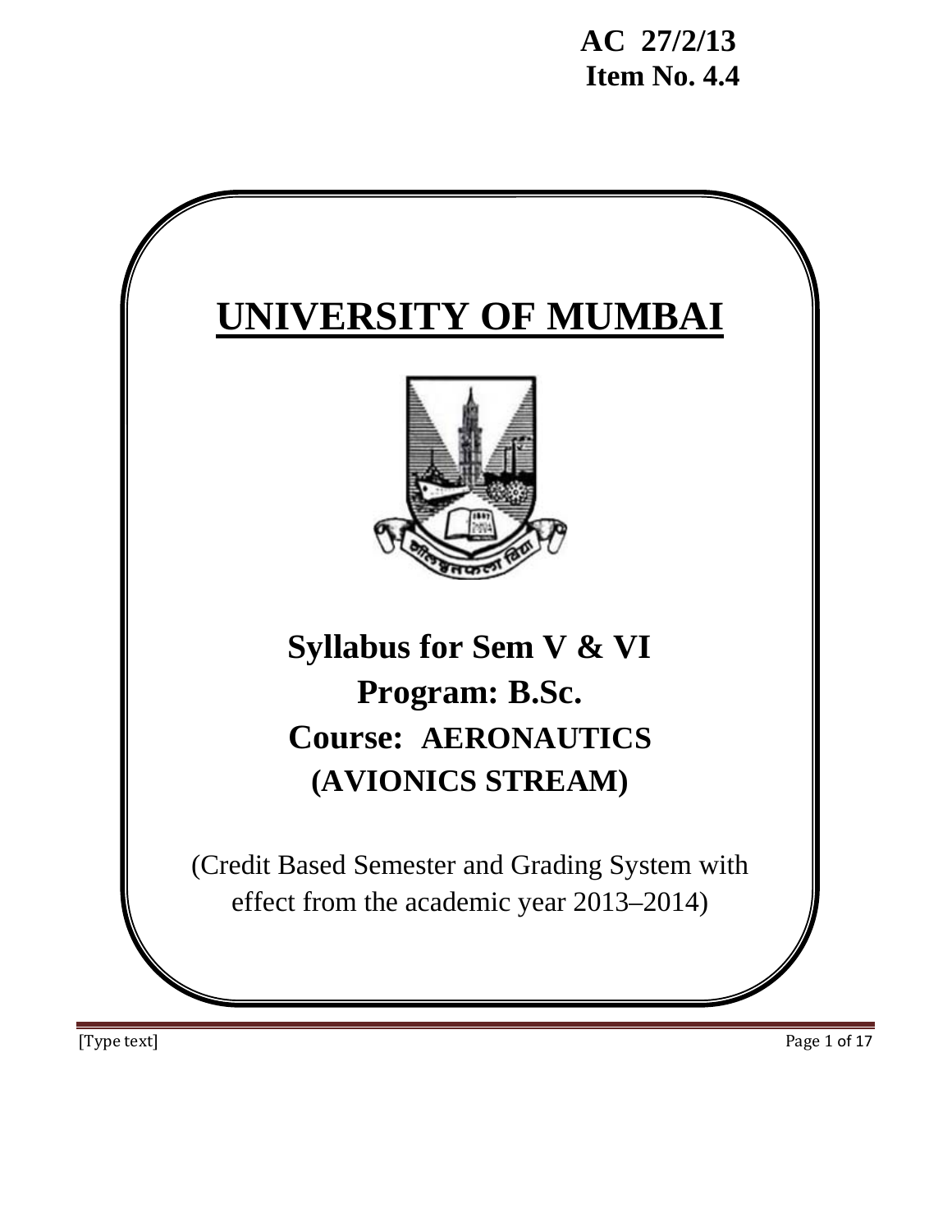**AC 27/2/13**
**Item No. 4.4**

# UNIVERSITY OF MUMBAI

## Syllabus for Sem V & VI
## Program: B.Sc.
## Course: AERONAUTICS (AVIONICS STREAM)

(Credit Based Semester and Grading System with effect from the academic year 2013–2014)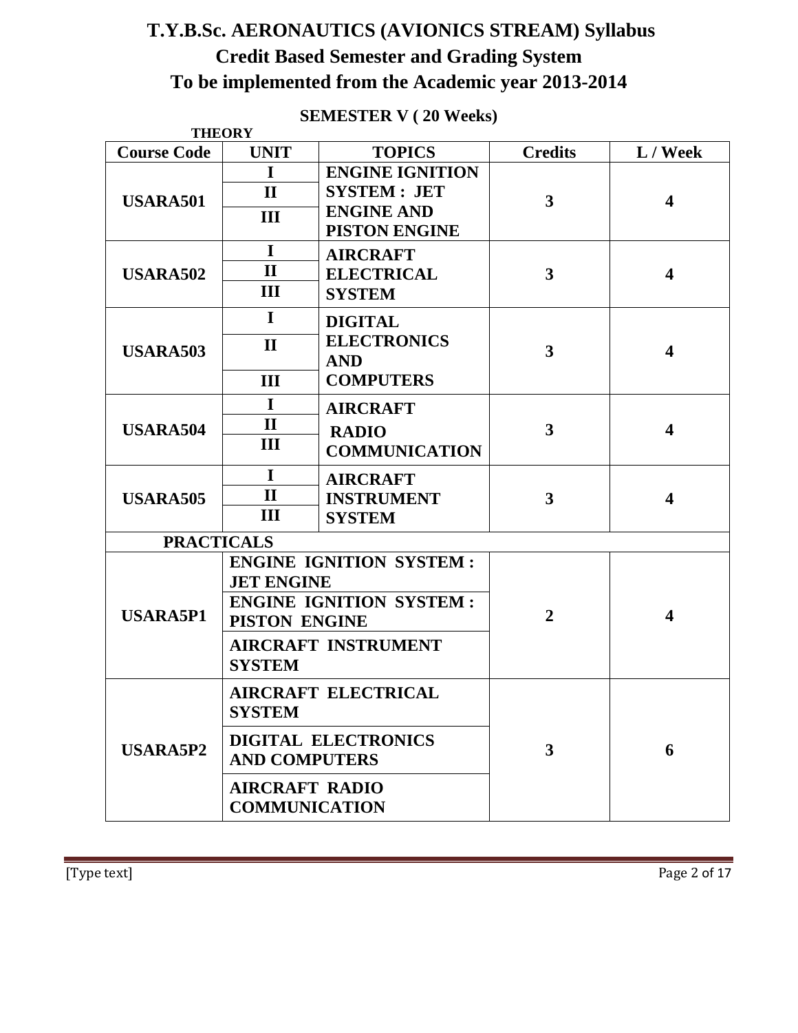# T.Y.B.Sc. AERONAUTICS (AVIONICS STREAM) Syllabus

## Credit Based Semester and Grading System

## To be implemented from the Academic year 2013-2014

### SEMESTER V ( 20 Weeks)

**THEORY**

| Course Code | UNIT | TOPICS | Credits | L / Week |
|---|---|---|---|---|
| USARA501 | I | ENGINE IGNITION SYSTEM : JET ENGINE AND PISTON ENGINE | 3 | 4 |
| | II | | | |
| | III | | | |
| USARA502 | I | AIRCRAFT ELECTRICAL SYSTEM | 3 | 4 |
| | II | | | |
| | III | | | |
| USARA503 | I | DIGITAL ELECTRONICS AND COMPUTERS | 3 | 4 |
| | II | | | |
| | III | | | |
| USARA504 | I | AIRCRAFT RADIO COMMUNICATION | 3 | 4 |
| | II | | | |
| | III | | | |
| USARA505 | I | AIRCRAFT INSTRUMENT SYSTEM | 3 | 4 |
| | II | | | |
| | III | | | |
| **PRACTICALS** | | | | |
| USARA5P1 | ENGINE IGNITION SYSTEM : JET ENGINE | | 2 | 4 |
| | ENGINE IGNITION SYSTEM : PISTON ENGINE | | | |
| | AIRCRAFT INSTRUMENT SYSTEM | | | |
| USARA5P2 | AIRCRAFT ELECTRICAL SYSTEM | | 3 | 6 |
| | DIGITAL ELECTRONICS AND COMPUTERS | | | |
| | AIRCRAFT RADIO COMMUNICATION | | | |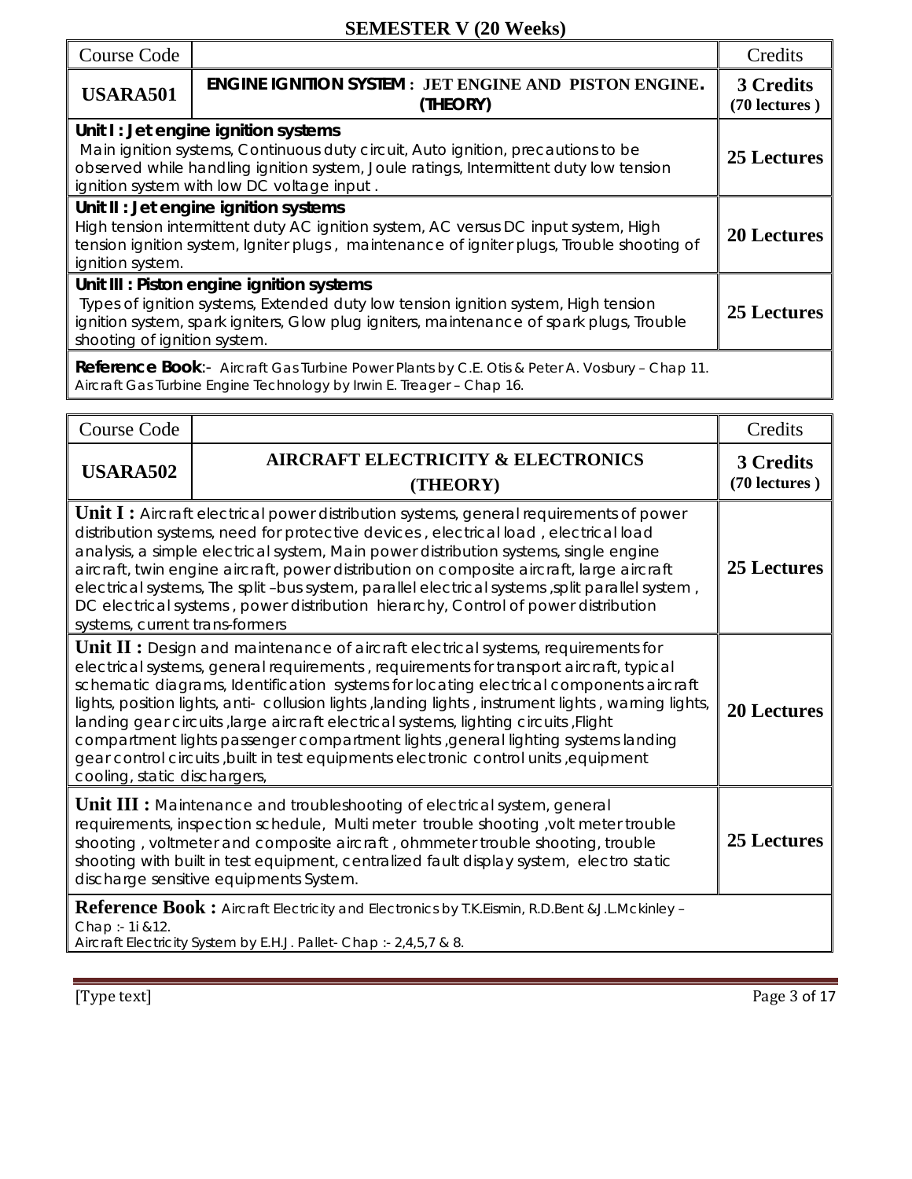# SEMESTER V (20 Weeks)

| Course Code | | Credits |
|---|---|---|
| **USARA501** | **ENGINE IGNITION SYSTEM : JET ENGINE AND PISTON ENGINE. (THEORY)** | **3 Credits (70 lectures )** |
| **Unit I : Jet engine ignition systems** Main ignition systems, Continuous duty circuit, Auto ignition, precautions to be observed while handling ignition system, Joule ratings, Intermittent duty low tension ignition system with low DC voltage input . | | **25 Lectures** |
| **Unit II : Jet engine ignition systems** High tension intermittent duty AC ignition system, AC versus DC input system, High tension ignition system, Igniter plugs , maintenance of igniter plugs, Trouble shooting of ignition system. | | **20 Lectures** |
| **Unit III : Piston engine ignition systems** Types of ignition systems, Extended duty low tension ignition system, High tension ignition system, spark igniters, Glow plug igniters, maintenance of spark plugs, Trouble shooting of ignition system. | | **25 Lectures** |
| **Reference Book**:- Aircraft Gas Turbine Power Plants by C.E. Otis & Peter A. Vosbury – Chap 11. Aircraft Gas Turbine Engine Technology by Irwin E. Treager – Chap 16. | | |

| Course Code | | Credits |
|---|---|---|
| **USARA502** | **AIRCRAFT ELECTRICITY & ELECTRONICS (THEORY)** | **3 Credits (70 lectures )** |
| **Unit I :** Aircraft electrical power distribution systems, general requirements of power distribution systems, need for protective devices , electrical load , electrical load analysis, a simple electrical system, Main power distribution systems, single engine aircraft, twin engine aircraft, power distribution on composite aircraft, large aircraft electrical systems, The split –bus system, parallel electrical systems ,split parallel system , DC electrical systems , power distribution hierarchy, Control of power distribution systems, current trans-formers | | **25 Lectures** |
| **Unit II :** Design and maintenance of aircraft electrical systems, requirements for electrical systems, general requirements , requirements for transport aircraft, typical schematic diagrams, Identification systems for locating electrical components aircraft lights, position lights, anti- collusion lights ,landing lights , instrument lights , warning lights, landing gear circuits ,large aircraft electrical systems, lighting circuits ,Flight compartment lights passenger compartment lights ,general lighting systems landing gear control circuits ,built in test equipments electronic control units ,equipment cooling, static dischargers, | | **20 Lectures** |
| **Unit III :** Maintenance and troubleshooting of electrical system, general requirements, inspection schedule, Multi meter trouble shooting ,volt meter trouble shooting , voltmeter and composite aircraft , ohmmeter trouble shooting, trouble shooting with built in test equipment, centralized fault display system, electro static discharge sensitive equipments System. | | **25 Lectures** |
| **Reference Book :** Aircraft Electricity and Electronics by T.K.Eismin, R.D.Bent &J.L.Mckinley – Chap :- 1i &12. Aircraft Electricity System by E.H.J. Pallet- Chap :- 2,4,5,7 & 8. | | |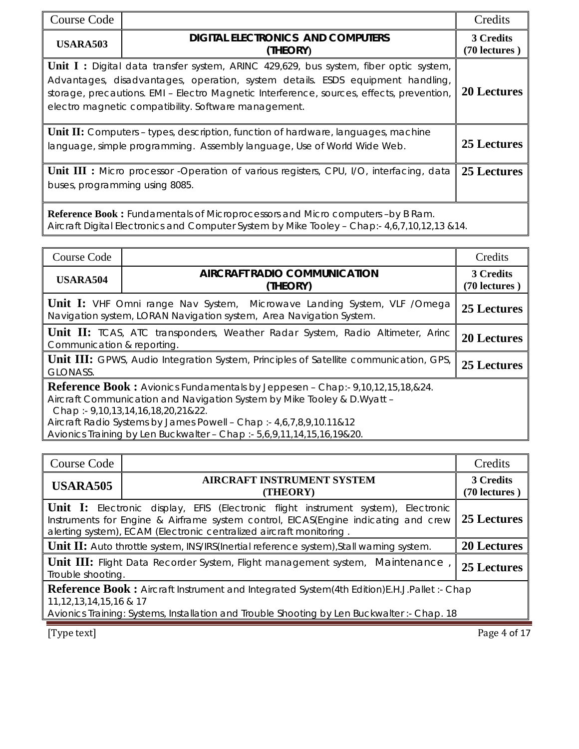| Course Code | | Credits |
|---|---|---|
| **USARA503** | **DIGITAL ELECTRONICS AND COMPUTERS (THEORY)** | **3 Credits (70 lectures )** |
| **Unit I :** Digital data transfer system, ARINC 429,629, bus system, fiber optic system, Advantages, disadvantages, operation, system details. ESDS equipment handling, storage, precautions. EMI – Electro Magnetic Interference, sources, effects, prevention, electro magnetic compatibility. Software management. | | **20 Lectures** |
| **Unit II:** Computers – types, description, function of hardware, languages, machine language, simple programming. Assembly language, Use of World Wide Web. | | **25 Lectures** |
| **Unit III :** Micro processor -Operation of various registers, CPU, I/O, interfacing, data buses, programming using 8085. | | **25 Lectures** |
| **Reference Book :** Fundamentals of Microprocessors and Micro computers –by B Ram. Aircraft Digital Electronics and Computer System by Mike Tooley – Chap:- 4,6,7,10,12,13 &14. | | |

| Course Code | | Credits |
|---|---|---|
| **USARA504** | **AIRCRAFT RADIO COMMUNICATION (THEORY)** | **3 Credits (70 lectures )** |
| **Unit I:** VHF Omni range Nav System, Microwave Landing System, VLF /Omega Navigation system, LORAN Navigation system, Area Navigation System. | | **25 Lectures** |
| **Unit II:** TCAS, ATC transponders, Weather Radar System, Radio Altimeter, Arinc Communication & reporting. | | **20 Lectures** |
| **Unit III:** GPWS, Audio Integration System, Principles of Satellite communication, GPS, GLONASS. | | **25 Lectures** |
| **Reference Book :** Avionics Fundamentals by Jeppesen – Chap:- 9,10,12,15,18,&24. Aircraft Communication and Navigation System by Mike Tooley & D.Wyatt – Chap :- 9,10,13,14,16,18,20,21&22. Aircraft Radio Systems by James Powell – Chap :- 4,6,7,8,9,10.11&12 Avionics Training by Len Buckwalter – Chap :- 5,6,9,11,14,15,16,19&20. | | |

| Course Code | | Credits |
|---|---|---|
| **USARA505** | **AIRCRAFT INSTRUMENT SYSTEM (THEORY)** | **3 Credits (70 lectures )** |
| **Unit I:** Electronic display, EFIS (Electronic flight instrument system), Electronic Instruments for Engine & Airframe system control, EICAS(Engine indicating and crew alerting system), ECAM (Electronic centralized aircraft monitoring . | | **25 Lectures** |
| **Unit II:** Auto throttle system, INS/IRS(Inertial reference system),Stall warning system. | | **20 Lectures** |
| **Unit III:** Flight Data Recorder System, Flight management system, Maintenance , Trouble shooting. | | **25 Lectures** |
| **Reference Book :** Aircraft Instrument and Integrated System(4th Edition)E.H.J.Pallet :- Chap 11,12,13,14,15,16 & 17 Avionics Training: Systems, Installation and Trouble Shooting by Len Buckwalter :- Chap. 18 | | |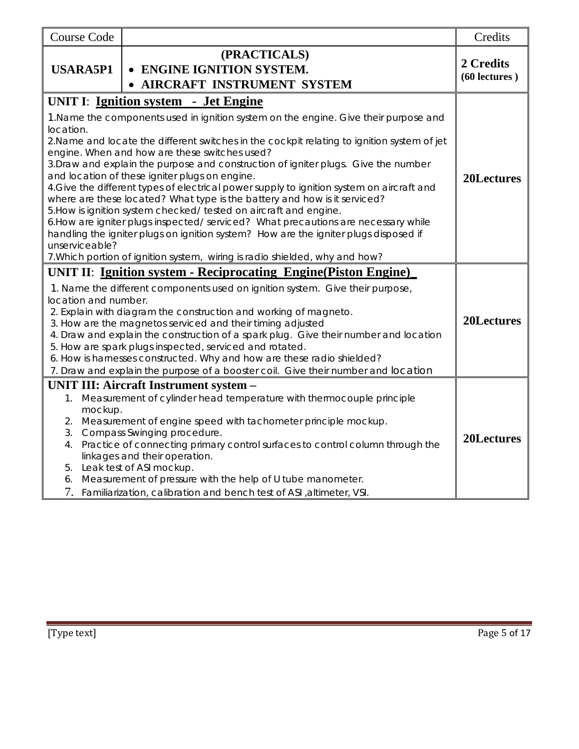| Course Code | | Credits |
|---|---|---|
| **USARA5P1** | **(PRACTICALS)**<br>• **ENGINE IGNITION SYSTEM.**<br>• **AIRCRAFT INSTRUMENT SYSTEM** | **2 Credits**<br>**(60 lectures )** |
| **UNIT I**: **Ignition system - Jet Engine**<br>1.Name the components used in ignition system on the engine. Give their purpose and location.<br>2.Name and locate the different switches in the cockpit relating to ignition system of jet engine. When and how are these switches used?<br>3.Draw and explain the purpose and construction of igniter plugs. Give the number and location of these igniter plugs on engine.<br>4.Give the different types of electrical power supply to ignition system on aircraft and where are these located? What type is the battery and how is it serviced?<br>5.How is ignition system checked/ tested on aircraft and engine.<br>6.How are igniter plugs inspected/ serviced? What precautions are necessary while handling the igniter plugs on ignition system? How are the igniter plugs disposed if unserviceable?<br>7.Which portion of ignition system, wiring is radio shielded, why and how? | | **20Lectures** |
| **UNIT II**: **Ignition system - Reciprocating Engine(Piston Engine)**<br>1. Name the different components used on ignition system. Give their purpose, location and number.<br>2. Explain with diagram the construction and working of magneto.<br>3. How are the magnetos serviced and their timing adjusted<br>4. Draw and explain the construction of a spark plug. Give their number and location<br>5. How are spark plugs inspected, serviced and rotated.<br>6. How is harnesses constructed. Why and how are these radio shielded?<br>7. Draw and explain the purpose of a booster coil. Give their number and location | | **20Lectures** |
| **UNIT III: Aircraft Instrument system –**<br>1. Measurement of cylinder head temperature with thermocouple principle mockup.<br>2. Measurement of engine speed with tachometer principle mockup.<br>3. Compass Swinging procedure.<br>4. Practice of connecting primary control surfaces to control column through the linkages and their operation.<br>5. Leak test of ASI mockup.<br>6. Measurement of pressure with the help of U tube manometer.<br>7. Familiarization, calibration and bench test of ASI ,altimeter, VSI. | | **20Lectures** |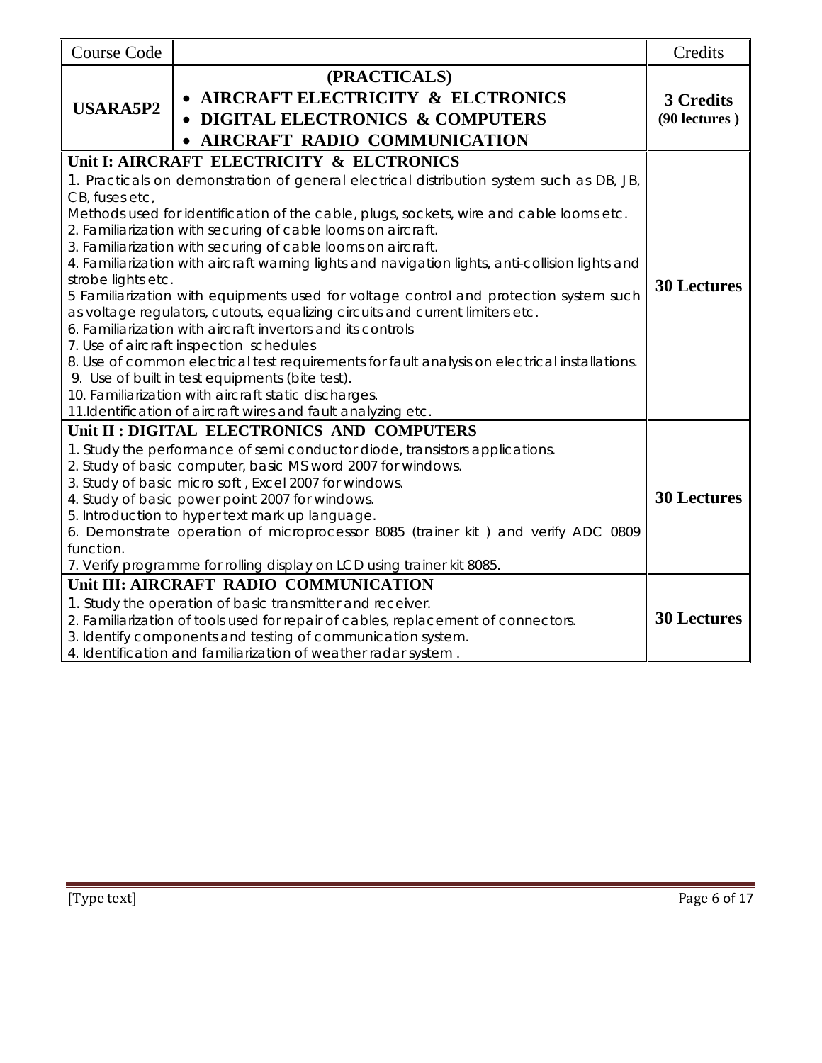| Course Code | | Credits |
|---|---|---|
| **USARA5P2** | **(PRACTICALS)**<br>• **AIRCRAFT ELECTRICITY & ELCTRONICS**<br>• **DIGITAL ELECTRONICS & COMPUTERS**<br>• **AIRCRAFT RADIO COMMUNICATION** | **3 Credits**<br>**(90 lectures )** |
| **Unit I: AIRCRAFT ELECTRICITY & ELCTRONICS**<br>1. Practicals on demonstration of general electrical distribution system such as DB, JB, CB, fuses etc,<br>Methods used for identification of the cable, plugs, sockets, wire and cable looms etc.<br>2. Familiarization with securing of cable looms on aircraft.<br>3. Familiarization with securing of cable looms on aircraft.<br>4. Familiarization with aircraft warning lights and navigation lights, anti-collision lights and strobe lights etc.<br>5 Familiarization with equipments used for voltage control and protection system such as voltage regulators, cutouts, equalizing circuits and current limiters etc.<br>6. Familiarization with aircraft invertors and its controls<br>7. Use of aircraft inspection schedules<br>8. Use of common electrical test requirements for fault analysis on electrical installations.<br>9. Use of built in test equipments (bite test).<br>10. Familiarization with aircraft static discharges.<br>11.Identification of aircraft wires and fault analyzing etc. | | **30 Lectures** |
| **Unit II : DIGITAL ELECTRONICS AND COMPUTERS**<br>1. Study the performance of semi conductor diode, transistors applications.<br>2. Study of basic computer, basic MS word 2007 for windows.<br>3. Study of basic micro soft , Excel 2007 for windows.<br>4. Study of basic power point 2007 for windows.<br>5. Introduction to hyper text mark up language.<br>6. Demonstrate operation of microprocessor 8085 (trainer kit ) and verify ADC 0809 function.<br>7. Verify programme for rolling display on LCD using trainer kit 8085. | | **30 Lectures** |
| **Unit III: AIRCRAFT RADIO COMMUNICATION**<br>1. Study the operation of basic transmitter and receiver.<br>2. Familiarization of tools used for repair of cables, replacement of connectors.<br>3. Identify components and testing of communication system.<br>4. Identification and familiarization of weather radar system . | | **30 Lectures** |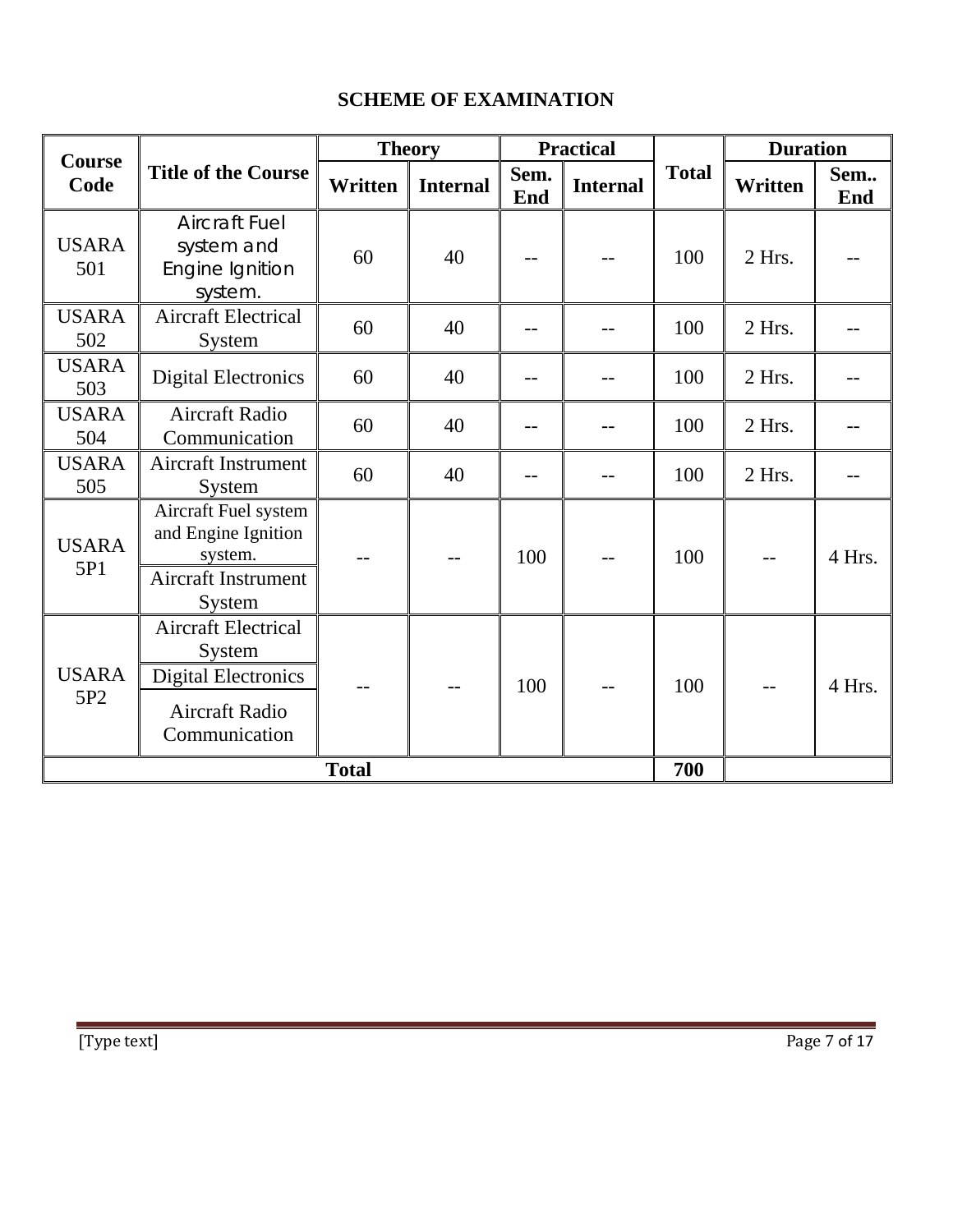## SCHEME OF EXAMINATION

| Course Code | Title of the Course | Theory | | Practical | | Total | Duration | |
|---|---|---|---|---|---|---|---|---|
| | | Written | Internal | Sem. End | Internal | | Written | Sem.. End |
| USARA 501 | Aircraft Fuel system and Engine Ignition system. | 60 | 40 | -- | -- | 100 | 2 Hrs. | -- |
| USARA 502 | Aircraft Electrical System | 60 | 40 | -- | -- | 100 | 2 Hrs. | -- |
| USARA 503 | Digital Electronics | 60 | 40 | -- | -- | 100 | 2 Hrs. | -- |
| USARA 504 | Aircraft Radio Communication | 60 | 40 | -- | -- | 100 | 2 Hrs. | -- |
| USARA 505 | Aircraft Instrument System | 60 | 40 | -- | -- | 100 | 2 Hrs. | -- |
| USARA 5P1 | Aircraft Fuel system and Engine Ignition system.<br>Aircraft Instrument System | -- | -- | 100 | -- | 100 | -- | 4 Hrs. |
| USARA 5P2 | Aircraft Electrical System<br>Digital Electronics<br>Aircraft Radio Communication | -- | -- | 100 | -- | 100 | -- | 4 Hrs. |
| Total | | | | | | 700 | | |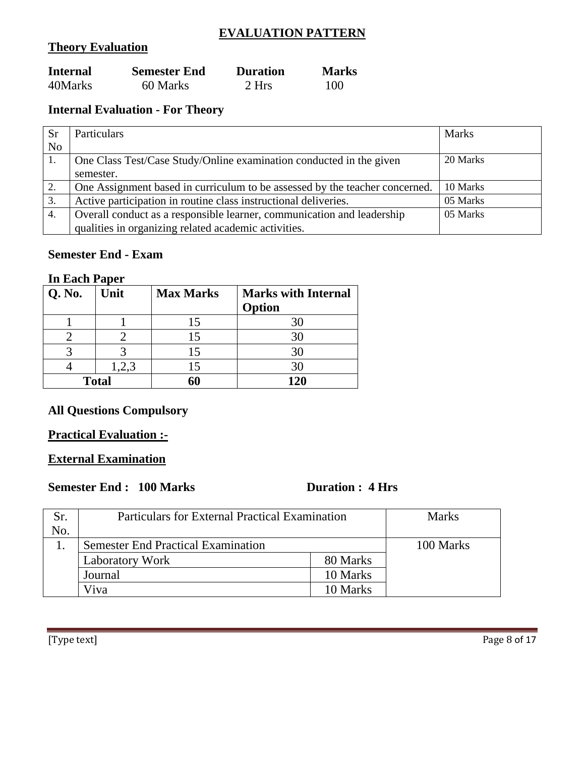# EVALUATION PATTERN

## Theory Evaluation

| Internal | Semester End | Duration | Marks |
|---|---|---|---|
| 40Marks | 60 Marks | 2 Hrs | 100 |

### Internal Evaluation - For Theory

| Sr No | Particulars | Marks |
|---|---|---|
| 1. | One Class Test/Case Study/Online examination conducted in the given semester. | 20 Marks |
| 2. | One Assignment based in curriculum to be assessed by the teacher concerned. | 10 Marks |
| 3. | Active participation in routine class instructional deliveries. | 05 Marks |
| 4. | Overall conduct as a responsible learner, communication and leadership qualities in organizing related academic activities. | 05 Marks |

### Semester End - Exam

**In Each Paper**

| Q. No. | Unit | Max Marks | Marks with Internal Option |
|---|---|---|---|
| 1 | 1 | 15 | 30 |
| 2 | 2 | 15 | 30 |
| 3 | 3 | 15 | 30 |
| 4 | 1,2,3 | 15 | 30 |
| **Total** | | **60** | **120** |

**All Questions Compulsory**

## Practical Evaluation :-

### External Examination

**Semester End : 100 Marks** **Duration : 4 Hrs**

| Sr. No. | Particulars for External Practical Examination | | Marks |
|---|---|---|---|
| 1. | Semester End Practical Examination | | 100 Marks |
| | Laboratory Work | 80 Marks | |
| | Journal | 10 Marks | |
| | Viva | 10 Marks | |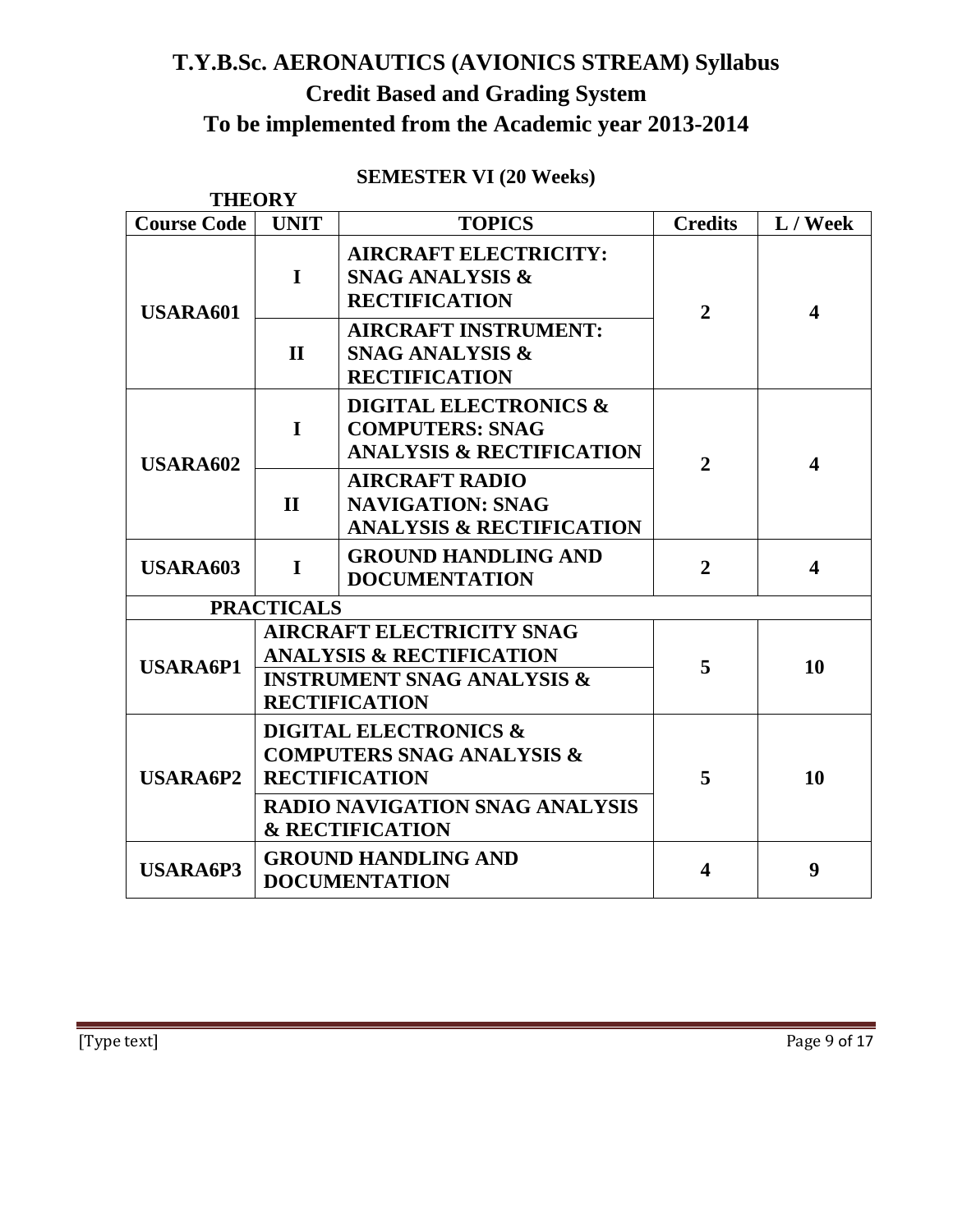# T.Y.B.Sc. AERONAUTICS (AVIONICS STREAM) Syllabus

## Credit Based and Grading System

## To be implemented from the Academic year 2013-2014

### SEMESTER VI (20 Weeks)

**THEORY**

| Course Code | UNIT | TOPICS | Credits | L / Week |
|---|---|---|---|---|
| USARA601 | I | AIRCRAFT ELECTRICITY: SNAG ANALYSIS & RECTIFICATION | 2 | 4 |
| | II | AIRCRAFT INSTRUMENT: SNAG ANALYSIS & RECTIFICATION | | |
| USARA602 | I | DIGITAL ELECTRONICS & COMPUTERS: SNAG ANALYSIS & RECTIFICATION | 2 | 4 |
| | II | AIRCRAFT RADIO NAVIGATION: SNAG ANALYSIS & RECTIFICATION | | |
| USARA603 | I | GROUND HANDLING AND DOCUMENTATION | 2 | 4 |
| **PRACTICALS** | | | | |
| USARA6P1 | AIRCRAFT ELECTRICITY SNAG ANALYSIS & RECTIFICATION | | 5 | 10 |
| | INSTRUMENT SNAG ANALYSIS & RECTIFICATION | | | |
| USARA6P2 | DIGITAL ELECTRONICS & COMPUTERS SNAG ANALYSIS & RECTIFICATION | | 5 | 10 |
| | RADIO NAVIGATION SNAG ANALYSIS & RECTIFICATION | | | |
| USARA6P3 | GROUND HANDLING AND DOCUMENTATION | | 4 | 9 |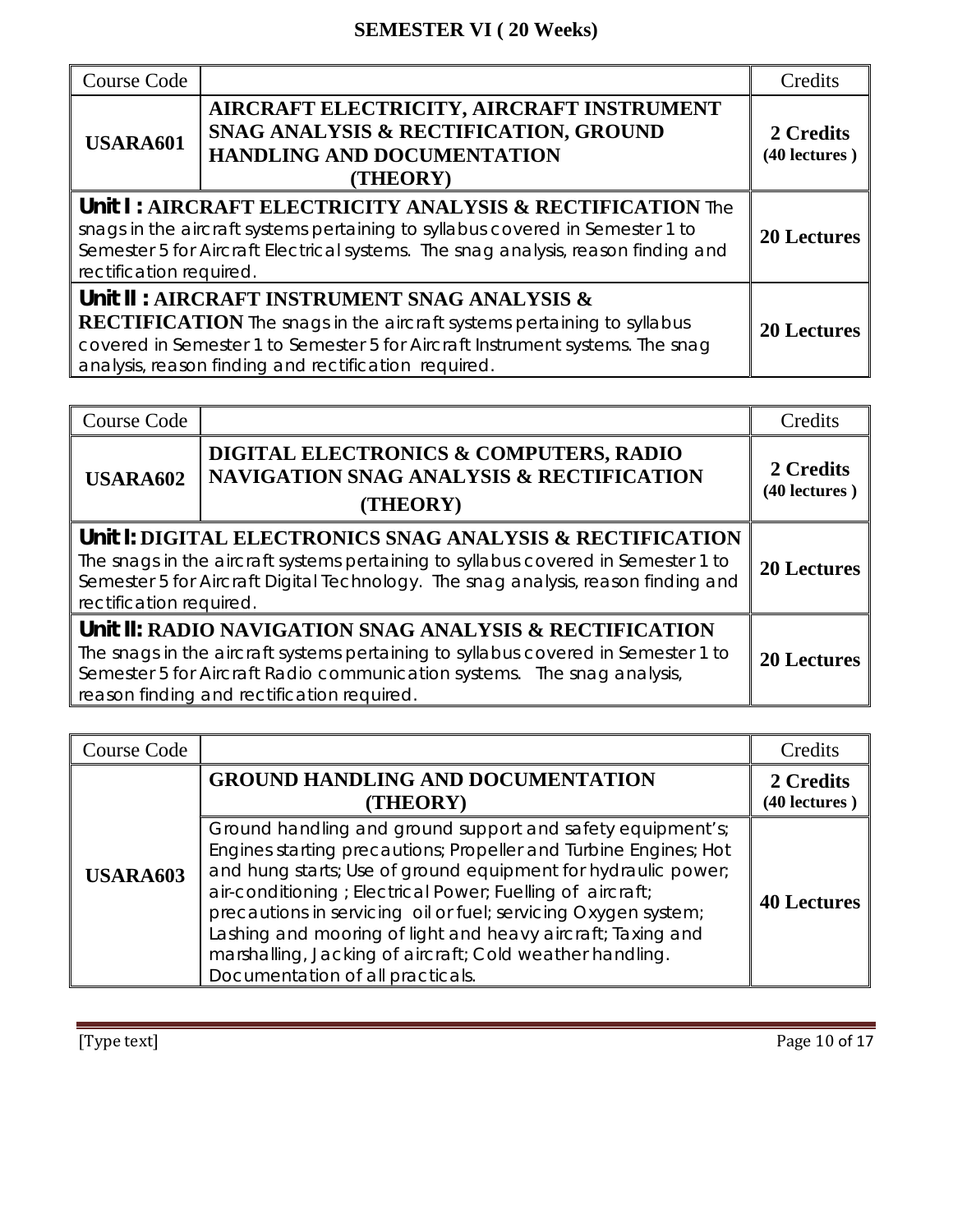## SEMESTER VI ( 20 Weeks)

| Course Code | | Credits |
|---|---|---|
| **USARA601** | **AIRCRAFT ELECTRICITY, AIRCRAFT INSTRUMENT SNAG ANALYSIS & RECTIFICATION, GROUND HANDLING AND DOCUMENTATION (THEORY)** | **2 Credits (40 lectures )** |
| **Unit I : AIRCRAFT ELECTRICITY ANALYSIS & RECTIFICATION** The snags in the aircraft systems pertaining to syllabus covered in Semester 1 to Semester 5 for Aircraft Electrical systems. The snag analysis, reason finding and rectification required. | | **20 Lectures** |
| **Unit II : AIRCRAFT INSTRUMENT SNAG ANALYSIS & RECTIFICATION** The snags in the aircraft systems pertaining to syllabus covered in Semester 1 to Semester 5 for Aircraft Instrument systems. The snag analysis, reason finding and rectification required. | | **20 Lectures** |

| Course Code | | Credits |
|---|---|---|
| **USARA602** | **DIGITAL ELECTRONICS & COMPUTERS, RADIO NAVIGATION SNAG ANALYSIS & RECTIFICATION (THEORY)** | **2 Credits (40 lectures )** |
| **Unit I: DIGITAL ELECTRONICS SNAG ANALYSIS & RECTIFICATION** The snags in the aircraft systems pertaining to syllabus covered in Semester 1 to Semester 5 for Aircraft Digital Technology. The snag analysis, reason finding and rectification required. | | **20 Lectures** |
| **Unit II: RADIO NAVIGATION SNAG ANALYSIS & RECTIFICATION** The snags in the aircraft systems pertaining to syllabus covered in Semester 1 to Semester 5 for Aircraft Radio communication systems. The snag analysis, reason finding and rectification required. | | **20 Lectures** |

| Course Code | | Credits |
|---|---|---|
| **USARA603** | **GROUND HANDLING AND DOCUMENTATION (THEORY)** | **2 Credits (40 lectures )** |
| | Ground handling and ground support and safety equipment's; Engines starting precautions; Propeller and Turbine Engines; Hot and hung starts; Use of ground equipment for hydraulic power; air-conditioning ; Electrical Power; Fuelling of aircraft; precautions in servicing oil or fuel; servicing Oxygen system; Lashing and mooring of light and heavy aircraft; Taxing and marshalling, Jacking of aircraft; Cold weather handling. Documentation of all practicals. | **40 Lectures** |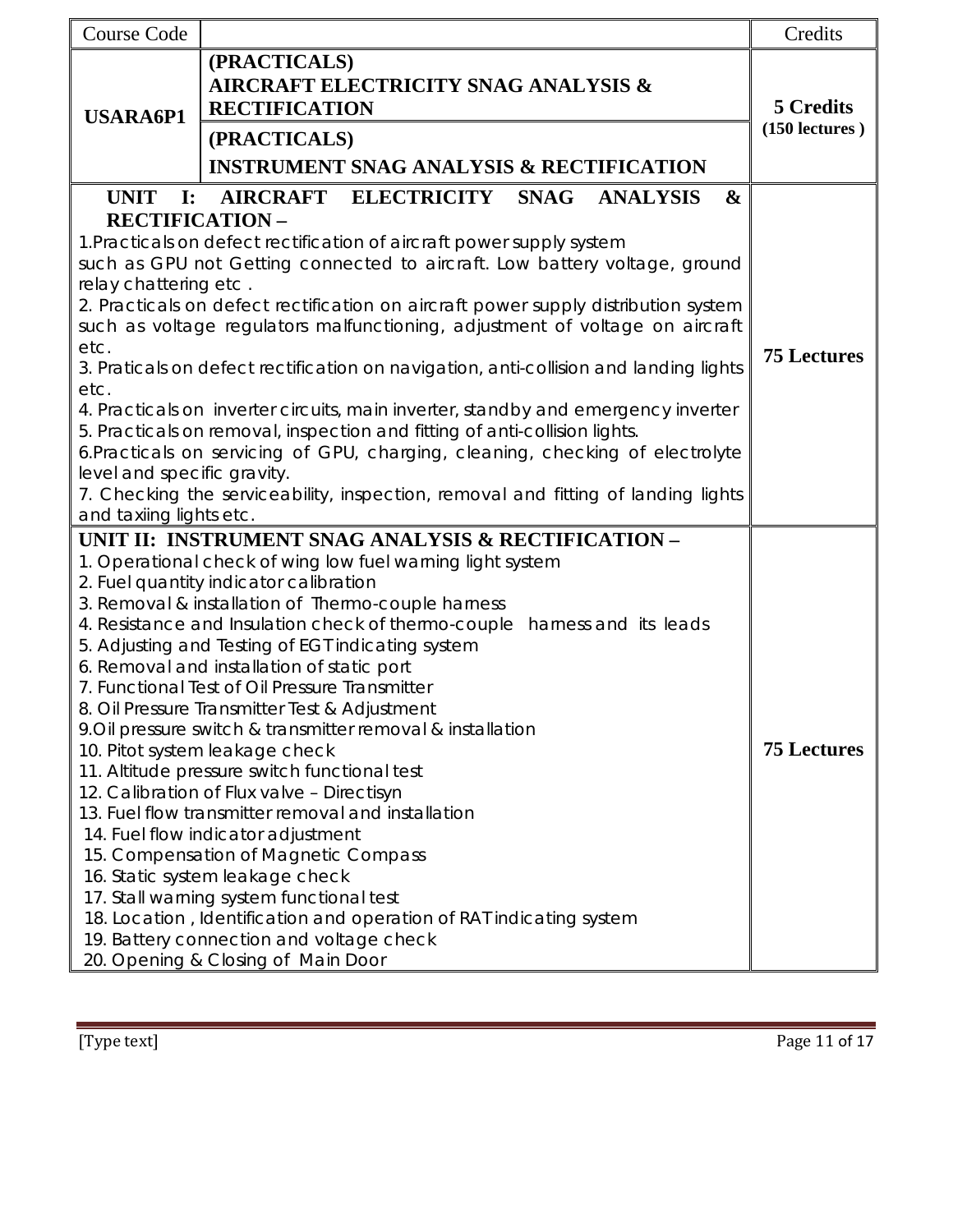| Course Code | | Credits |
|---|---|---|
| **USARA6P1** | **(PRACTICALS)** **AIRCRAFT ELECTRICITY SNAG ANALYSIS & RECTIFICATION** | **5 Credits** **(150 lectures )** |
| | **(PRACTICALS)** **INSTRUMENT SNAG ANALYSIS & RECTIFICATION** | |
| **UNIT I: AIRCRAFT ELECTRICITY SNAG ANALYSIS & RECTIFICATION –** 1.Practicals on defect rectification of aircraft power supply system such as GPU not Getting connected to aircraft. Low battery voltage, ground relay chattering etc . 2. Practicals on defect rectification on aircraft power supply distribution system such as voltage regulators malfunctioning, adjustment of voltage on aircraft etc. 3. Praticals on defect rectification on navigation, anti-collision and landing lights etc. 4. Practicals on inverter circuits, main inverter, standby and emergency inverter 5. Practicals on removal, inspection and fitting of anti-collision lights. 6.Practicals on servicing of GPU, charging, cleaning, checking of electrolyte level and specific gravity. 7. Checking the serviceability, inspection, removal and fitting of landing lights and taxiing lights etc. | | **75 Lectures** |
| **UNIT II: INSTRUMENT SNAG ANALYSIS & RECTIFICATION –** 1. Operational check of wing low fuel warning light system 2. Fuel quantity indicator calibration 3. Removal & installation of Thermo-couple harness 4. Resistance and Insulation check of thermo-couple harness and its leads 5. Adjusting and Testing of EGT indicating system 6. Removal and installation of static port 7. Functional Test of Oil Pressure Transmitter 8. Oil Pressure Transmitter Test & Adjustment 9.Oil pressure switch & transmitter removal & installation 10. Pitot system leakage check 11. Altitude pressure switch functional test 12. Calibration of Flux valve – Directisyn 13. Fuel flow transmitter removal and installation 14. Fuel flow indicator adjustment 15. Compensation of Magnetic Compass 16. Static system leakage check 17. Stall warning system functional test 18. Location , Identification and operation of RAT indicating system 19. Battery connection and voltage check 20. Opening & Closing of Main Door | | **75 Lectures** |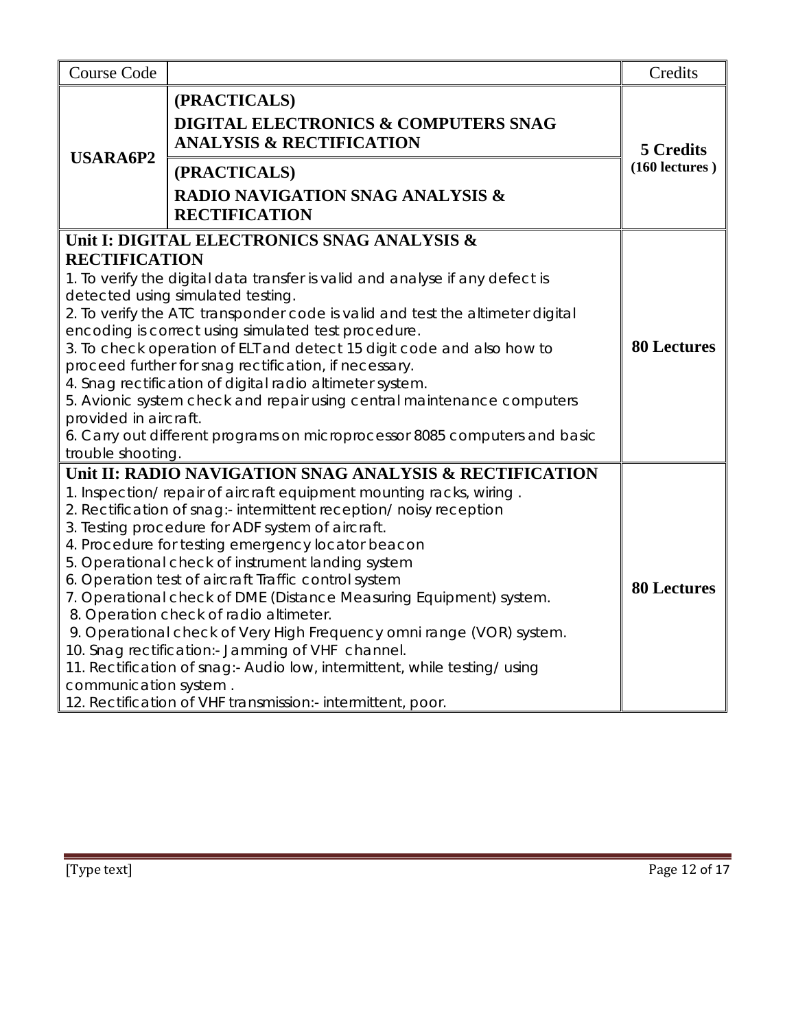| Course Code | | Credits |
|---|---|---|
| **USARA6P2** | **(PRACTICALS)**<br>**DIGITAL ELECTRONICS & COMPUTERS SNAG ANALYSIS & RECTIFICATION**<br>**(PRACTICALS)**<br>**RADIO NAVIGATION SNAG ANALYSIS & RECTIFICATION** | **5 Credits**<br>**(160 lectures )** |
| **Unit I: DIGITAL ELECTRONICS SNAG ANALYSIS & RECTIFICATION**<br>1. To verify the digital data transfer is valid and analyse if any defect is detected using simulated testing.<br>2. To verify the ATC transponder code is valid and test the altimeter digital encoding is correct using simulated test procedure.<br>3. To check operation of ELT and detect 15 digit code and also how to proceed further for snag rectification, if necessary.<br>4. Snag rectification of digital radio altimeter system.<br>5. Avionic system check and repair using central maintenance computers provided in aircraft.<br>6. Carry out different programs on microprocessor 8085 computers and basic trouble shooting. | | **80 Lectures** |
| **Unit II: RADIO NAVIGATION SNAG ANALYSIS & RECTIFICATION**<br>1. Inspection/ repair of aircraft equipment mounting racks, wiring .<br>2. Rectification of snag:- intermittent reception/ noisy reception<br>3. Testing procedure for ADF system of aircraft.<br>4. Procedure for testing emergency locator beacon<br>5. Operational check of instrument landing system<br>6. Operation test of aircraft Traffic control system<br>7. Operational check of DME (Distance Measuring Equipment) system.<br>8. Operation check of radio altimeter.<br>9. Operational check of Very High Frequency omni range (VOR) system.<br>10. Snag rectification:- Jamming of VHF channel.<br>11. Rectification of snag:- Audio low, intermittent, while testing/ using communication system .<br>12. Rectification of VHF transmission:- intermittent, poor. | | **80 Lectures** |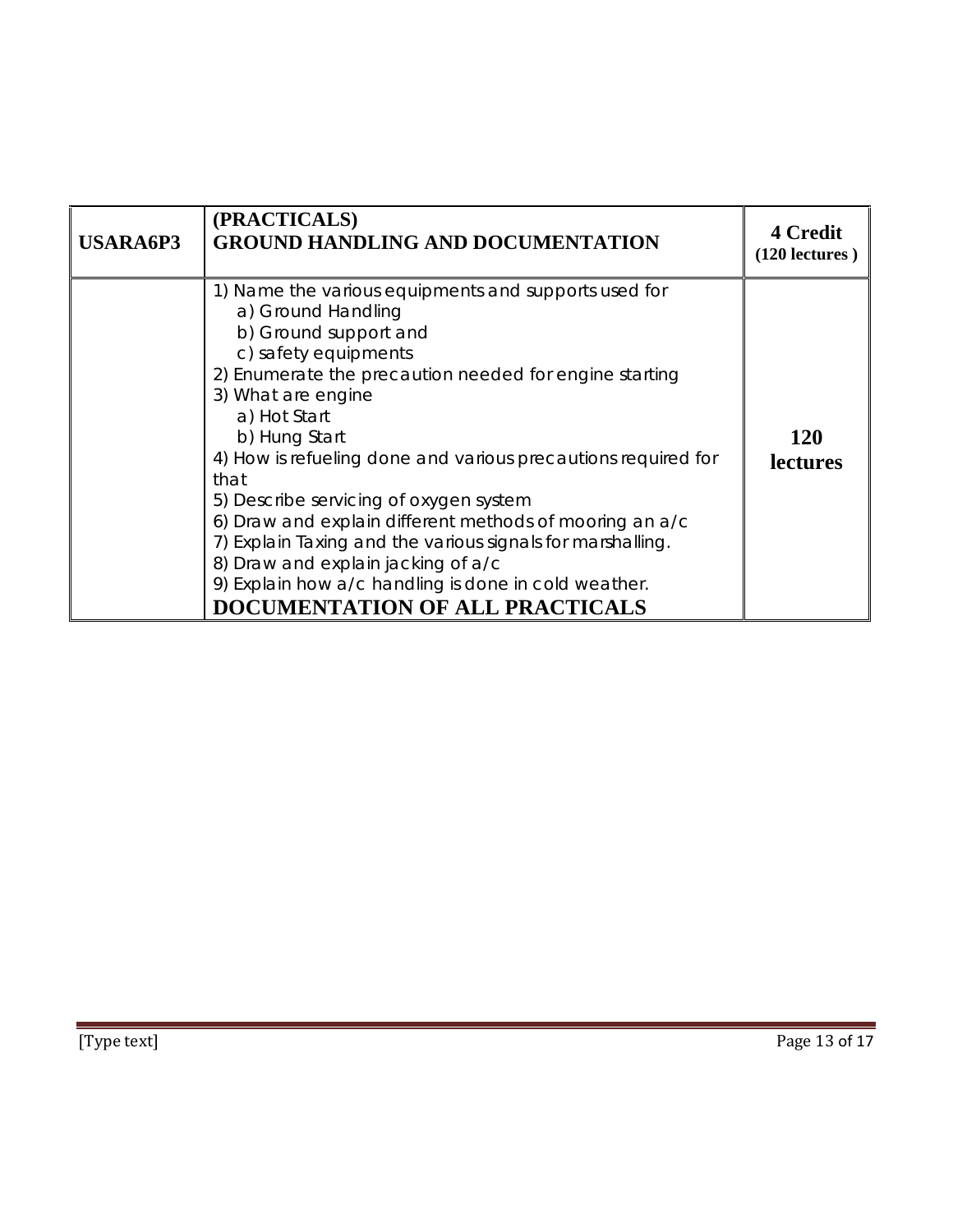| USARA6P3 | **(PRACTICALS)**<br>**GROUND HANDLING AND DOCUMENTATION** | **4 Credit**<br>**(120 lectures )** |
|---|---|---|
| | 1) Name the various equipments and supports used for<br>a) Ground Handling<br>b) Ground support and<br>c) safety equipments<br>2) Enumerate the precaution needed for engine starting<br>3) What are engine<br>a) Hot Start<br>b) Hung Start<br>4) How is refueling done and various precautions required for that<br>5) Describe servicing of oxygen system<br>6) Draw and explain different methods of mooring an a/c<br>7) Explain Taxing and the various signals for marshalling.<br>8) Draw and explain jacking of a/c<br>9) Explain how a/c handling is done in cold weather.<br>**DOCUMENTATION OF ALL PRACTICALS** | **120 lectures** |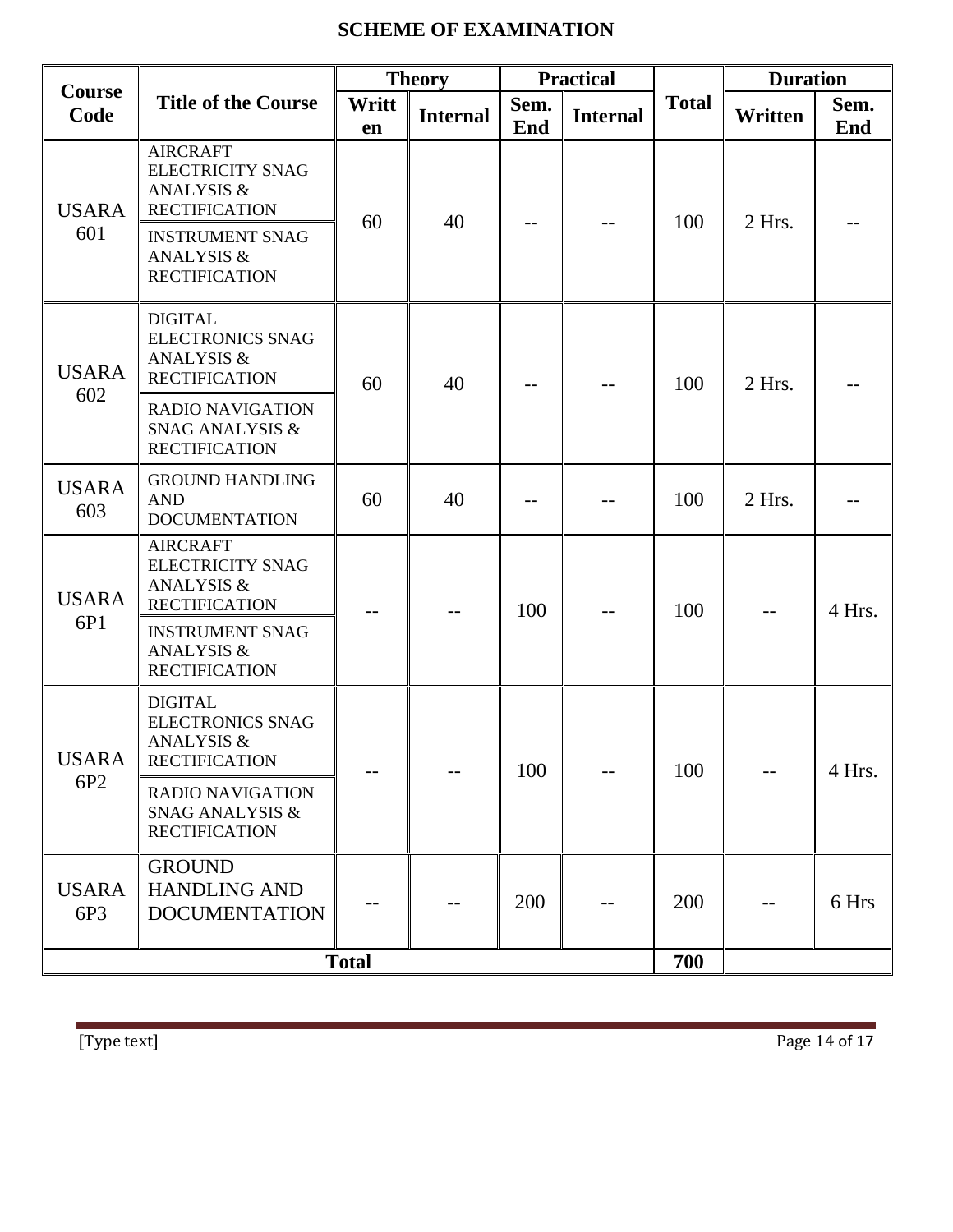## SCHEME OF EXAMINATION

| Course Code | Title of the Course | Theory | | Practical | | Total | Duration | |
|---|---|---|---|---|---|---|---|---|
| | | Written | Internal | Sem. End | Internal | | Written | Sem. End |
| USARA 601 | AIRCRAFT ELECTRICITY SNAG ANALYSIS & RECTIFICATION<br>INSTRUMENT SNAG ANALYSIS & RECTIFICATION | 60 | 40 | -- | -- | 100 | 2 Hrs. | -- |
| USARA 602 | DIGITAL ELECTRONICS SNAG ANALYSIS & RECTIFICATION<br>RADIO NAVIGATION SNAG ANALYSIS & RECTIFICATION | 60 | 40 | -- | -- | 100 | 2 Hrs. | -- |
| USARA 603 | GROUND HANDLING AND DOCUMENTATION | 60 | 40 | -- | -- | 100 | 2 Hrs. | -- |
| USARA 6P1 | AIRCRAFT ELECTRICITY SNAG ANALYSIS & RECTIFICATION<br>INSTRUMENT SNAG ANALYSIS & RECTIFICATION | -- | -- | 100 | -- | 100 | -- | 4 Hrs. |
| USARA 6P2 | DIGITAL ELECTRONICS SNAG ANALYSIS & RECTIFICATION<br>RADIO NAVIGATION SNAG ANALYSIS & RECTIFICATION | -- | -- | 100 | -- | 100 | -- | 4 Hrs. |
| USARA 6P3 | GROUND HANDLING AND DOCUMENTATION | -- | -- | 200 | -- | 200 | -- | 6 Hrs |
| **Total** | | | | | | **700** | | |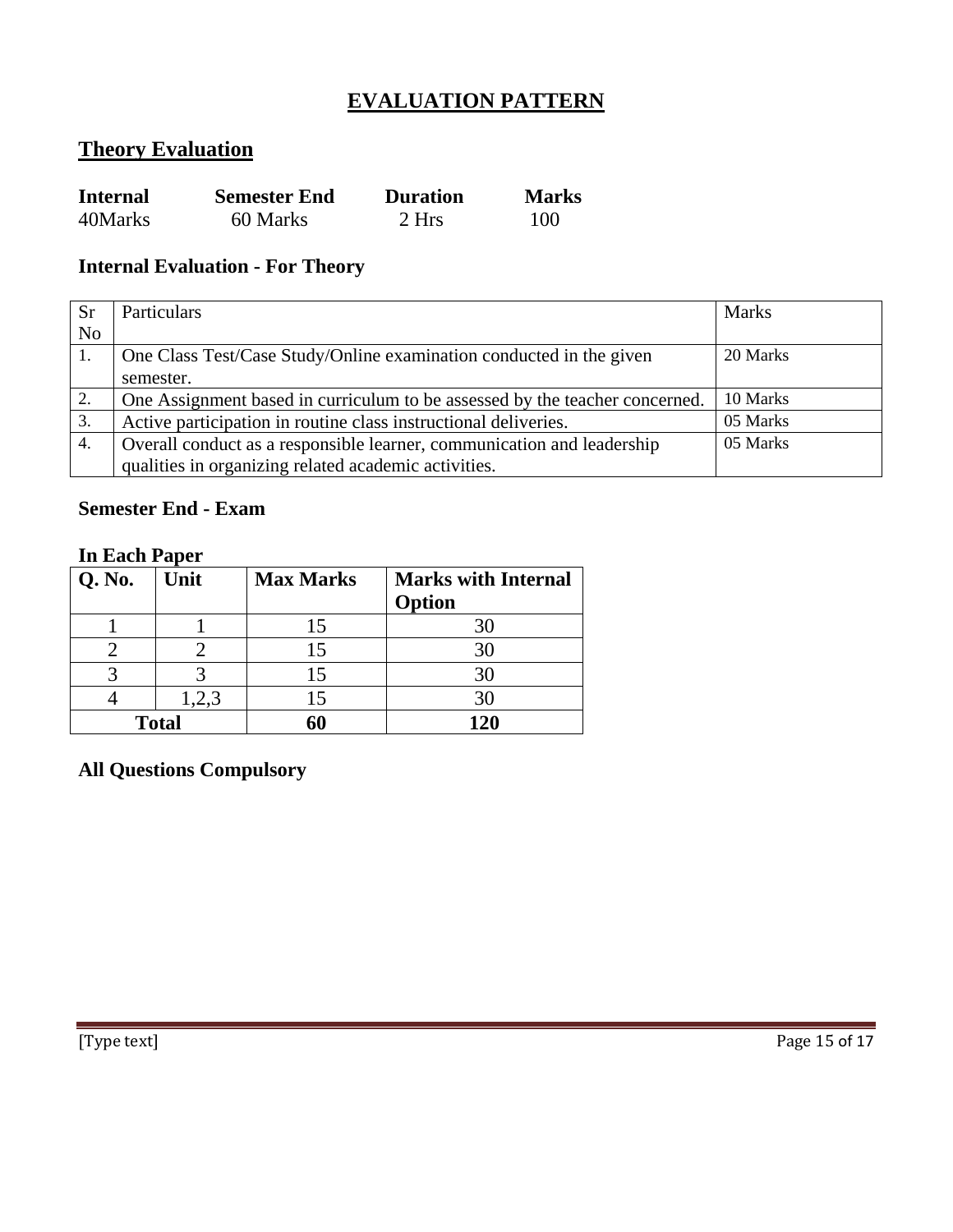# EVALUATION PATTERN

## Theory Evaluation

| **Internal** | **Semester End** | **Duration** | **Marks** |
|---|---|---|---|
| 40Marks | 60 Marks | 2 Hrs | 100 |

### Internal Evaluation - For Theory

| Sr No | Particulars | Marks |
|---|---|---|
| 1. | One Class Test/Case Study/Online examination conducted in the given semester. | 20 Marks |
| 2. | One Assignment based in curriculum to be assessed by the teacher concerned. | 10 Marks |
| 3. | Active participation in routine class instructional deliveries. | 05 Marks |
| 4. | Overall conduct as a responsible learner, communication and leadership qualities in organizing related academic activities. | 05 Marks |

### Semester End - Exam

**In Each Paper**

| **Q. No.** | **Unit** | **Max Marks** | **Marks with Internal Option** |
|---|---|---|---|
| 1 | 1 | 15 | 30 |
| 2 | 2 | 15 | 30 |
| 3 | 3 | 15 | 30 |
| 4 | 1,2,3 | 15 | 30 |
| **Total** | | **60** | **120** |

**All Questions Compulsory**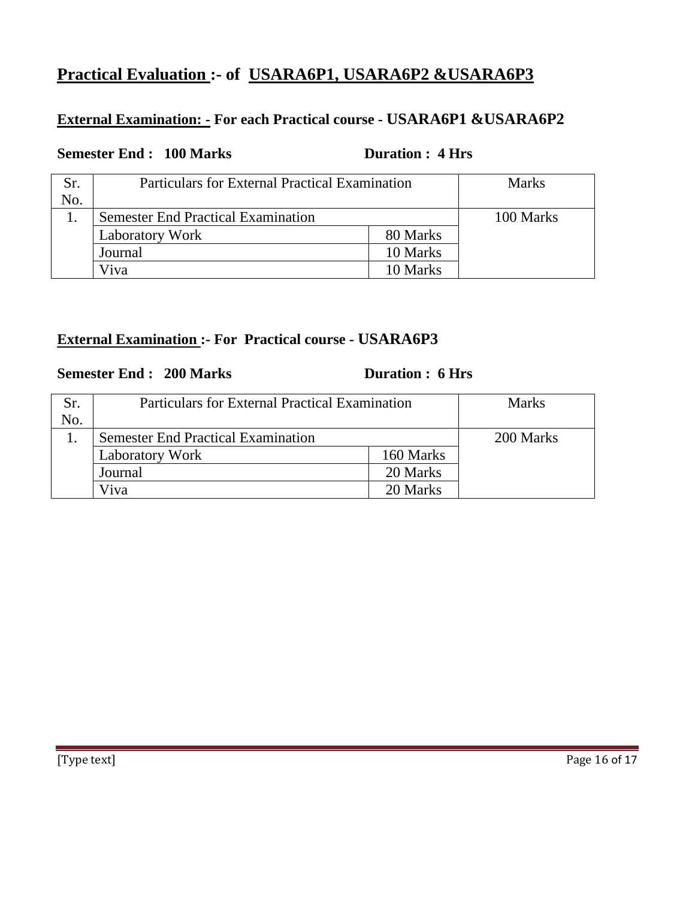## Practical Evaluation :- of USARA6P1, USARA6P2 &USARA6P3

### External Examination: - For each Practical course - USARA6P1 &USARA6P2

**Semester End : 100 Marks** **Duration : 4 Hrs**

| Sr. No. | Particulars for External Practical Examination | | Marks |
|---|---|---|---|
| 1. | Semester End Practical Examination | | 100 Marks |
| | Laboratory Work | 80 Marks | |
| | Journal | 10 Marks | |
| | Viva | 10 Marks | |

### External Examination :- For Practical course - USARA6P3

**Semester End : 200 Marks** **Duration : 6 Hrs**

| Sr. No. | Particulars for External Practical Examination | | Marks |
|---|---|---|---|
| 1. | Semester End Practical Examination | | 200 Marks |
| | Laboratory Work | 160 Marks | |
| | Journal | 20 Marks | |
| | Viva | 20 Marks | |